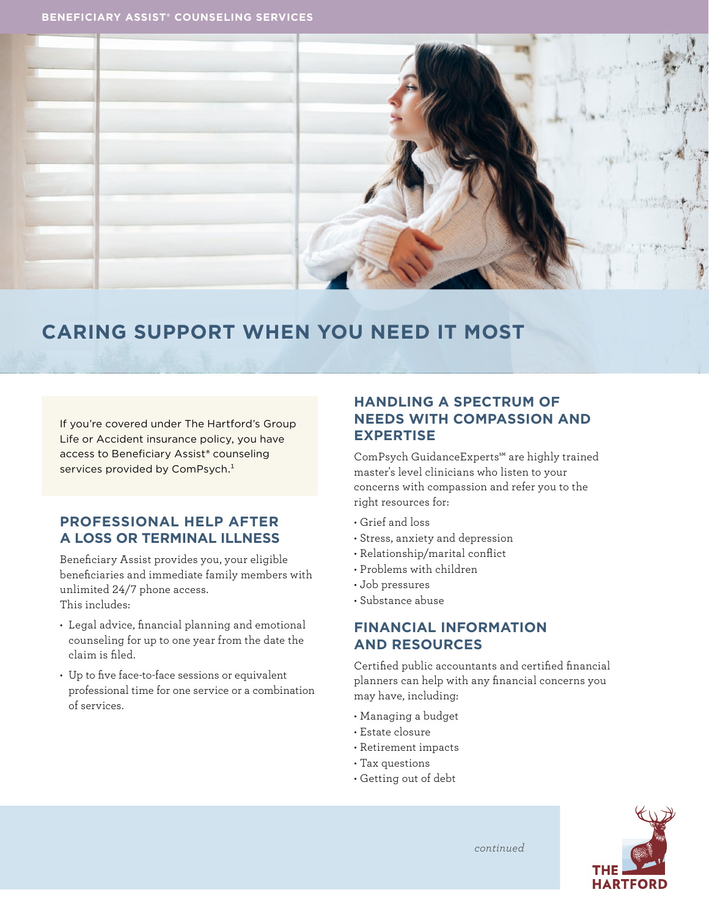BENEFICIARY ASSIST® COUNSELING SERVICES

# CARING SUPPORT WHEN YOU NEED IT MOST

If you're covered under The Hartford's Group Life or Accident insurance policy, you have access to Beneficiary Assist® counseling services provided by ComPsych.[1]

## PROFESSIONAL HELP AFTER A LOSS OR TERMINAL ILLNESS

Beneficiary Assist provides you, your eligible beneficiaries and immediate family members with unlimited 24/7 phone access.
This includes:

- Legal advice, financial planning and emotional counseling for up to one year from the date the claim is filed.
- Up to five face-to-face sessions or equivalent professional time for one service or a combination of services.

## HANDLING A SPECTRUM OF NEEDS WITH COMPASSION AND EXPERTISE

ComPsych GuidanceExperts℠ are highly trained master's level clinicians who listen to your concerns with compassion and refer you to the right resources for:

- Grief and loss
- Stress, anxiety and depression
- Relationship/marital conflict
- Problems with children
- Job pressures
- Substance abuse

## FINANCIAL INFORMATION AND RESOURCES

Certified public accountants and certified financial planners can help with any financial concerns you may have, including:

- Managing a budget
- Estate closure
- Retirement impacts
- Tax questions
- Getting out of debt

*continued*

THE HARTFORD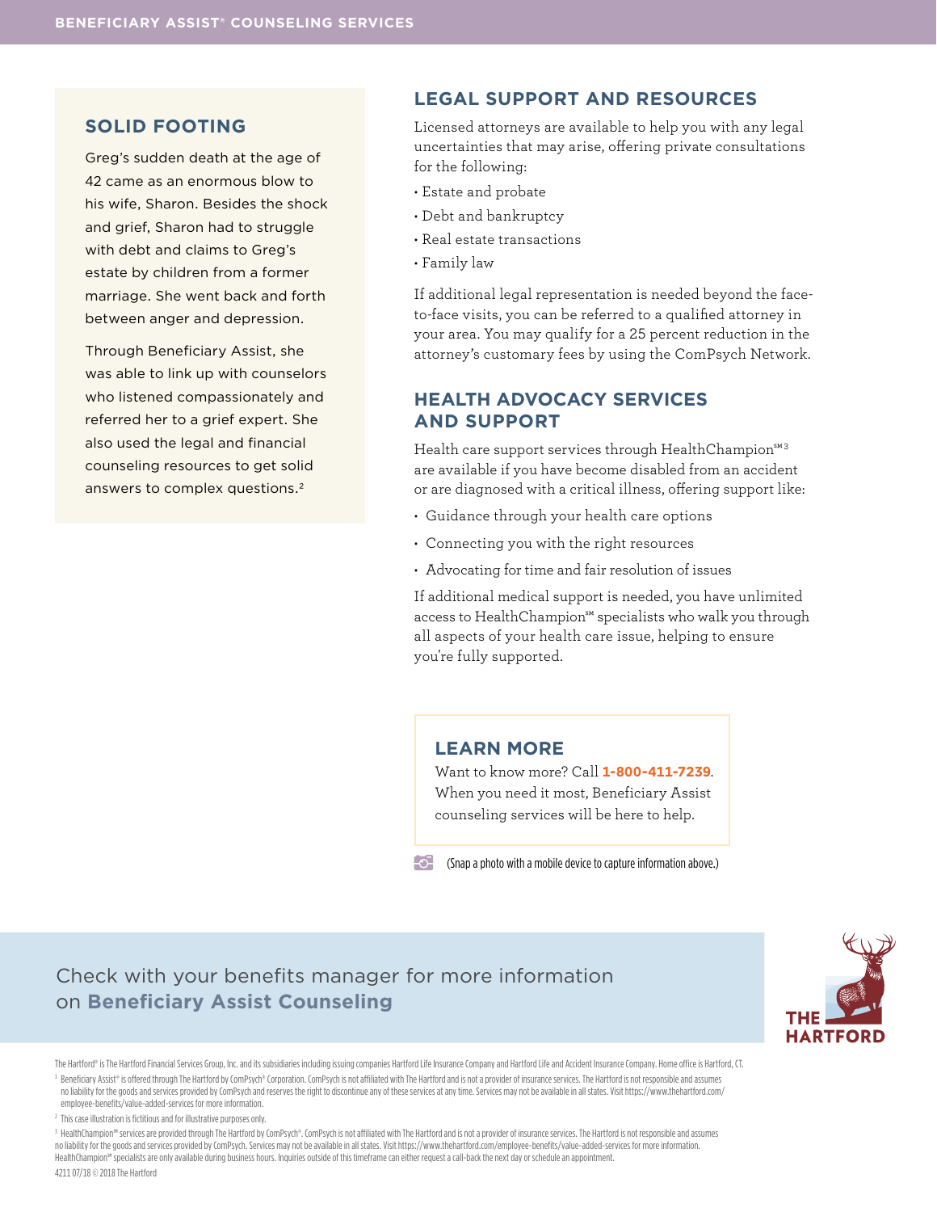## SOLID FOOTING

Greg's sudden death at the age of 42 came as an enormous blow to his wife, Sharon. Besides the shock and grief, Sharon had to struggle with debt and claims to Greg's estate by children from a former marriage. She went back and forth between anger and depression.

Through Beneficiary Assist, she was able to link up with counselors who listened compassionately and referred her to a grief expert. She also used the legal and financial counseling resources to get solid answers to complex questions.[2]

## LEGAL SUPPORT AND RESOURCES

Licensed attorneys are available to help you with any legal uncertainties that may arise, offering private consultations for the following:

- Estate and probate
- Debt and bankruptcy
- Real estate transactions
- Family law

If additional legal representation is needed beyond the face-to-face visits, you can be referred to a qualified attorney in your area. You may qualify for a 25 percent reduction in the attorney's customary fees by using the ComPsych Network.

## HEALTH ADVOCACY SERVICES AND SUPPORT

Health care support services through HealthChampion℠[3] are available if you have become disabled from an accident or are diagnosed with a critical illness, offering support like:

- Guidance through your health care options
- Connecting you with the right resources
- Advocating for time and fair resolution of issues

If additional medical support is needed, you have unlimited access to HealthChampion℠ specialists who walk you through all aspects of your health care issue, helping to ensure you're fully supported.

## LEARN MORE

Want to know more? Call **1-800-411-7239**. When you need it most, Beneficiary Assist counseling services will be here to help.

(Snap a photo with a mobile device to capture information above.)

Check with your benefits manager for more information on **Beneficiary Assist Counseling**

THE HARTFORD

The Hartford® is The Hartford Financial Services Group, Inc. and its subsidiaries including issuing companies Hartford Life Insurance Company and Hartford Life and Accident Insurance Company. Home office is Hartford, CT.

[1] Beneficiary Assist® is offered through The Hartford by ComPsych® Corporation. ComPsych is not affiliated with The Hartford and is not a provider of insurance services. The Hartford is not responsible and assumes no liability for the goods and services provided by ComPsych and reserves the right to discontinue any of these services at any time. Services may not be available in all states. Visit https://www.thehartford.com/employee-benefits/value-added-services for more information.

[2] This case illustration is fictitious and for illustrative purposes only.

[3] HealthChampion℠ services are provided through The Hartford by ComPsych®. ComPsych is not affiliated with The Hartford and is not a provider of insurance services. The Hartford is not responsible and assumes no liability for the goods and services provided by ComPsych. Services may not be available in all states. Visit https://www.thehartford.com/employee-benefits/value-added-services for more information. HealthChampion℠ specialists are only available during business hours. Inquiries outside of this timeframe can either request a call-back the next day or schedule an appointment.

4211 07/18 © 2018 The Hartford